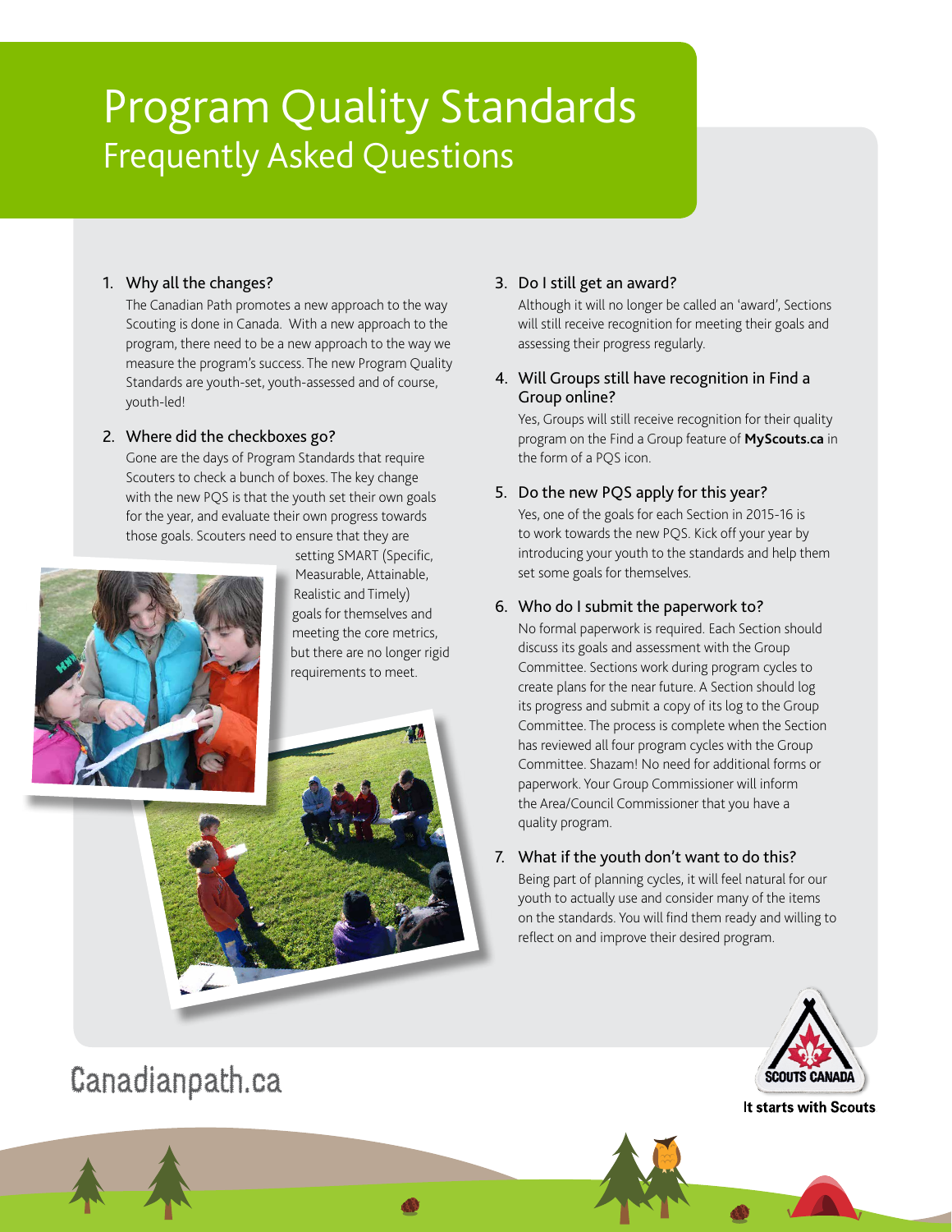# Program Quality Standards

## Frequently Asked Questions

1. **Why all the changes?**

   The Canadian Path promotes a new approach to the way Scouting is done in Canada. With a new approach to the program, there need to be a new approach to the way we measure the program's success. The new Program Quality Standards are youth-set, youth-assessed and of course, youth-led!

2. **Where did the checkboxes go?**

   Gone are the days of Program Standards that require Scouters to check a bunch of boxes. The key change with the new PQS is that the youth set their own goals for the year, and evaluate their own progress towards those goals. Scouters need to ensure that they are setting SMART (Specific, Measurable, Attainable, Realistic and Timely) goals for themselves and meeting the core metrics, but there are no longer rigid requirements to meet.

3. **Do I still get an award?**

   Although it will no longer be called an 'award', Sections will still receive recognition for meeting their goals and assessing their progress regularly.

4. **Will Groups still have recognition in Find a Group online?**

   Yes, Groups will still receive recognition for their quality program on the Find a Group feature of **MyScouts.ca** in the form of a PQS icon.

5. **Do the new PQS apply for this year?**

   Yes, one of the goals for each Section in 2015-16 is to work towards the new PQS. Kick off your year by introducing your youth to the standards and help them set some goals for themselves.

6. **Who do I submit the paperwork to?**

   No formal paperwork is required. Each Section should discuss its goals and assessment with the Group Committee. Sections work during program cycles to create plans for the near future. A Section should log its progress and submit a copy of its log to the Group Committee. The process is complete when the Section has reviewed all four program cycles with the Group Committee. Shazam! No need for additional forms or paperwork. Your Group Commissioner will inform the Area/Council Commissioner that you have a quality program.

7. **What if the youth don't want to do this?**

   Being part of planning cycles, it will feel natural for our youth to actually use and consider many of the items on the standards. You will find them ready and willing to reflect on and improve their desired program.

Canadianpath.ca

SCOUTS CANADA

It starts with Scouts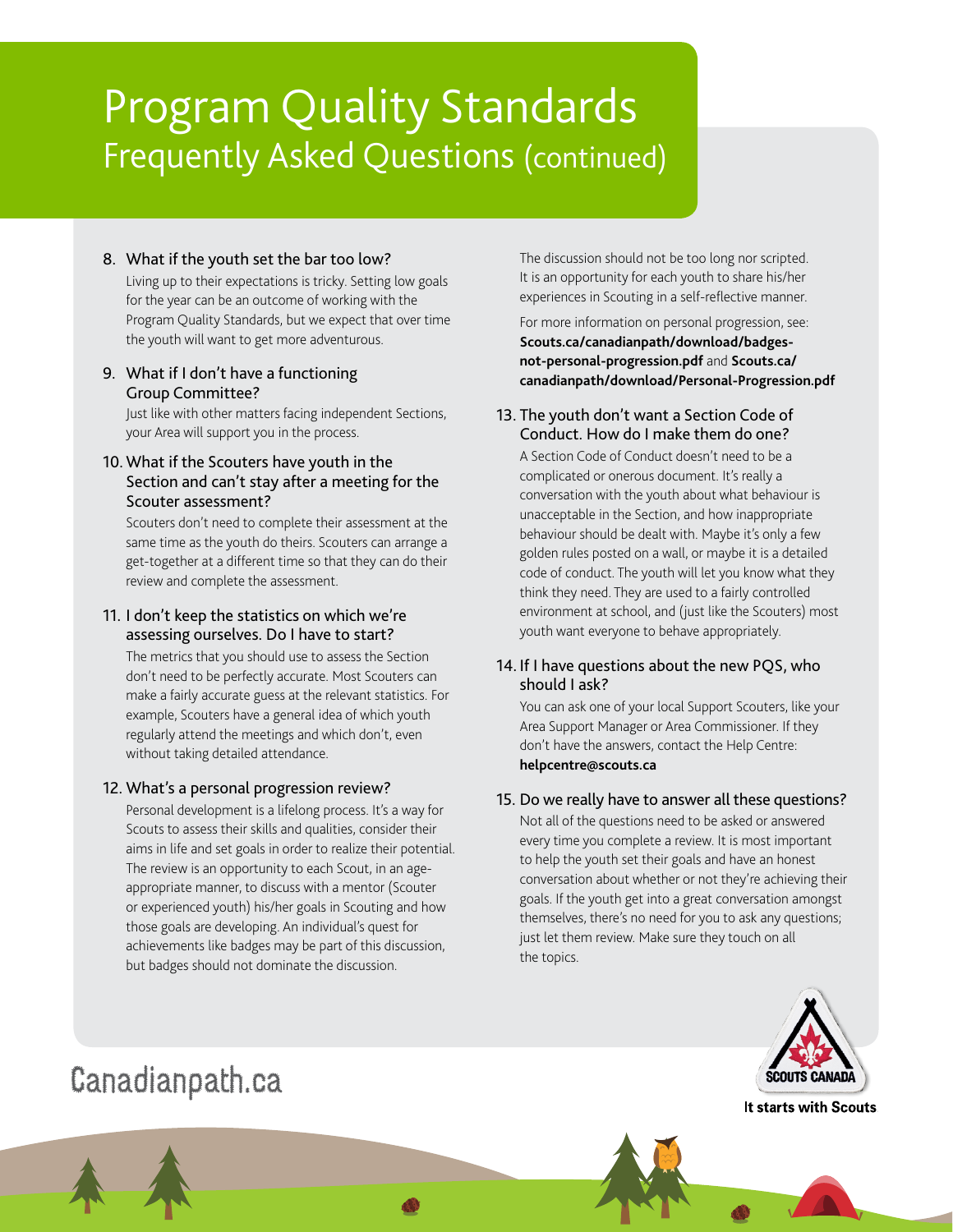# Program Quality Standards
## Frequently Asked Questions (continued)

### 8. What if the youth set the bar too low?

Living up to their expectations is tricky. Setting low goals for the year can be an outcome of working with the Program Quality Standards, but we expect that over time the youth will want to get more adventurous.

### 9. What if I don't have a functioning Group Committee?

Just like with other matters facing independent Sections, your Area will support you in the process.

### 10. What if the Scouters have youth in the Section and can't stay after a meeting for the Scouter assessment?

Scouters don't need to complete their assessment at the same time as the youth do theirs. Scouters can arrange a get-together at a different time so that they can do their review and complete the assessment.

### 11. I don't keep the statistics on which we're assessing ourselves. Do I have to start?

The metrics that you should use to assess the Section don't need to be perfectly accurate. Most Scouters can make a fairly accurate guess at the relevant statistics. For example, Scouters have a general idea of which youth regularly attend the meetings and which don't, even without taking detailed attendance.

### 12. What's a personal progression review?

Personal development is a lifelong process. It's a way for Scouts to assess their skills and qualities, consider their aims in life and set goals in order to realize their potential. The review is an opportunity to each Scout, in an age-appropriate manner, to discuss with a mentor (Scouter or experienced youth) his/her goals in Scouting and how those goals are developing. An individual's quest for achievements like badges may be part of this discussion, but badges should not dominate the discussion.

The discussion should not be too long nor scripted. It is an opportunity for each youth to share his/her experiences in Scouting in a self-reflective manner.

For more information on personal progression, see: **Scouts.ca/canadianpath/download/badges-not-personal-progression.pdf** and **Scouts.ca/canadianpath/download/Personal-Progression.pdf**

### 13. The youth don't want a Section Code of Conduct. How do I make them do one?

A Section Code of Conduct doesn't need to be a complicated or onerous document. It's really a conversation with the youth about what behaviour is unacceptable in the Section, and how inappropriate behaviour should be dealt with. Maybe it's only a few golden rules posted on a wall, or maybe it is a detailed code of conduct. The youth will let you know what they think they need. They are used to a fairly controlled environment at school, and (just like the Scouters) most youth want everyone to behave appropriately.

### 14. If I have questions about the new PQS, who should I ask?

You can ask one of your local Support Scouters, like your Area Support Manager or Area Commissioner. If they don't have the answers, contact the Help Centre: **helpcentre@scouts.ca**

### 15. Do we really have to answer all these questions?

Not all of the questions need to be asked or answered every time you complete a review. It is most important to help the youth set their goals and have an honest conversation about whether or not they're achieving their goals. If the youth get into a great conversation amongst themselves, there's no need for you to ask any questions; just let them review. Make sure they touch on all the topics.

Canadianpath.ca

SCOUTS CANADA

It starts with Scouts